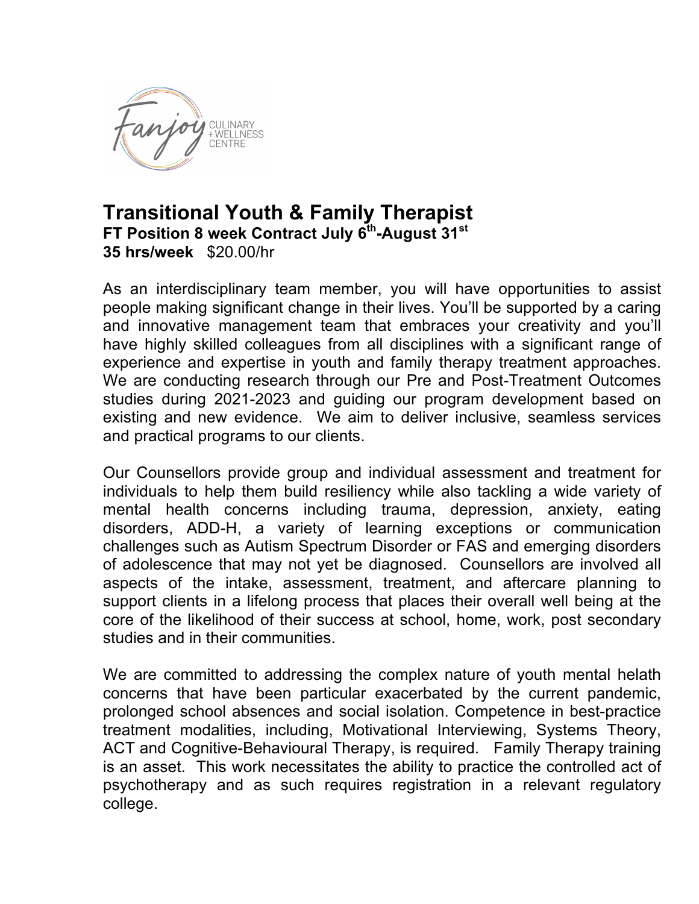Fanjoy CULINARY + WELLNESS CENTRE

# Transitional Youth & Family Therapist

**FT Position 8 week Contract July 6th-August 31st**
**35 hrs/week** $20.00/hr

As an interdisciplinary team member, you will have opportunities to assist people making significant change in their lives. You'll be supported by a caring and innovative management team that embraces your creativity and you'll have highly skilled colleagues from all disciplines with a significant range of experience and expertise in youth and family therapy treatment approaches. We are conducting research through our Pre and Post-Treatment Outcomes studies during 2021-2023 and guiding our program development based on existing and new evidence. We aim to deliver inclusive, seamless services and practical programs to our clients.

Our Counsellors provide group and individual assessment and treatment for individuals to help them build resiliency while also tackling a wide variety of mental health concerns including trauma, depression, anxiety, eating disorders, ADD-H, a variety of learning exceptions or communication challenges such as Autism Spectrum Disorder or FAS and emerging disorders of adolescence that may not yet be diagnosed. Counsellors are involved all aspects of the intake, assessment, treatment, and aftercare planning to support clients in a lifelong process that places their overall well being at the core of the likelihood of their success at school, home, work, post secondary studies and in their communities.

We are committed to addressing the complex nature of youth mental helath concerns that have been particular exacerbated by the current pandemic, prolonged school absences and social isolation. Competence in best-practice treatment modalities, including, Motivational Interviewing, Systems Theory, ACT and Cognitive-Behavioural Therapy, is required. Family Therapy training is an asset. This work necessitates the ability to practice the controlled act of psychotherapy and as such requires registration in a relevant regulatory college.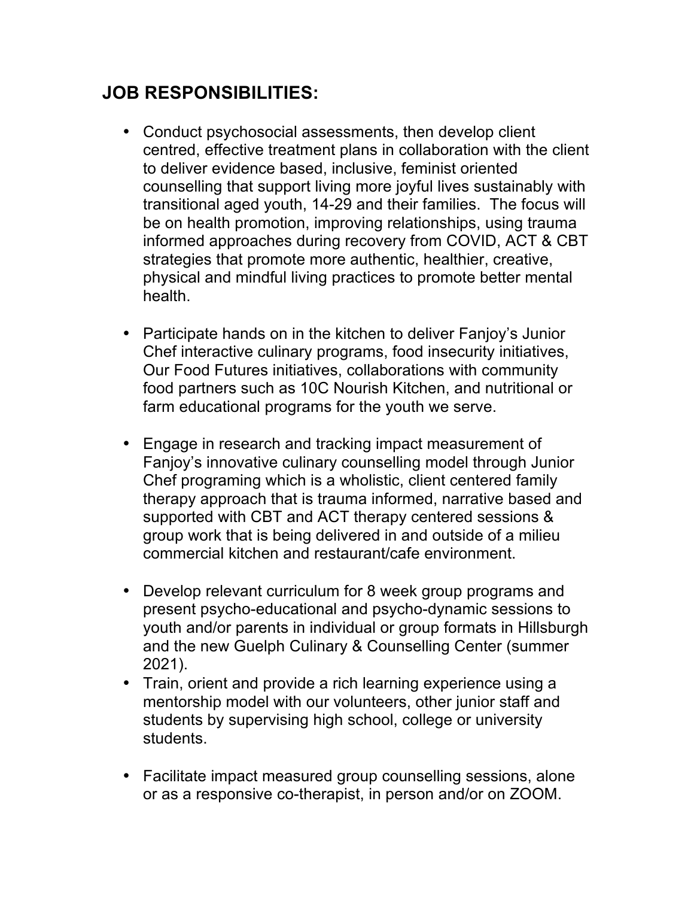## JOB RESPONSIBILITIES:

- Conduct psychosocial assessments, then develop client centred, effective treatment plans in collaboration with the client to deliver evidence based, inclusive, feminist oriented counselling that support living more joyful lives sustainably with transitional aged youth, 14-29 and their families. The focus will be on health promotion, improving relationships, using trauma informed approaches during recovery from COVID, ACT & CBT strategies that promote more authentic, healthier, creative, physical and mindful living practices to promote better mental health.

- Participate hands on in the kitchen to deliver Fanjoy's Junior Chef interactive culinary programs, food insecurity initiatives, Our Food Futures initiatives, collaborations with community food partners such as 10C Nourish Kitchen, and nutritional or farm educational programs for the youth we serve.

- Engage in research and tracking impact measurement of Fanjoy's innovative culinary counselling model through Junior Chef programing which is a wholistic, client centered family therapy approach that is trauma informed, narrative based and supported with CBT and ACT therapy centered sessions & group work that is being delivered in and outside of a milieu commercial kitchen and restaurant/cafe environment.

- Develop relevant curriculum for 8 week group programs and present psycho-educational and psycho-dynamic sessions to youth and/or parents in individual or group formats in Hillsburgh and the new Guelph Culinary & Counselling Center (summer 2021).
- Train, orient and provide a rich learning experience using a mentorship model with our volunteers, other junior staff and students by supervising high school, college or university students.

- Facilitate impact measured group counselling sessions, alone or as a responsive co-therapist, in person and/or on ZOOM.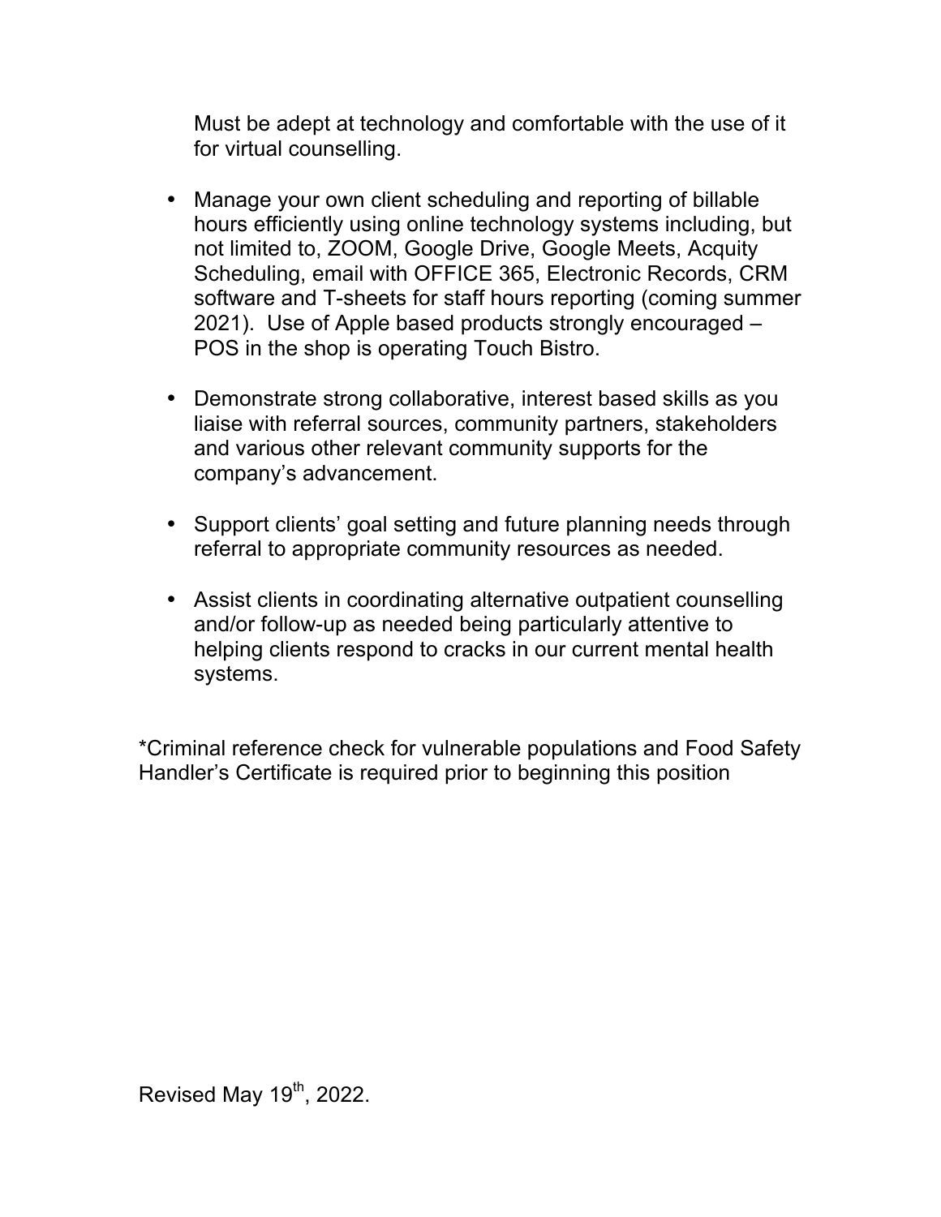Must be adept at technology and comfortable with the use of it for virtual counselling.

- Manage your own client scheduling and reporting of billable hours efficiently using online technology systems including, but not limited to, ZOOM, Google Drive, Google Meets, Acquity Scheduling, email with OFFICE 365, Electronic Records, CRM software and T-sheets for staff hours reporting (coming summer 2021). Use of Apple based products strongly encouraged – POS in the shop is operating Touch Bistro.

- Demonstrate strong collaborative, interest based skills as you liaise with referral sources, community partners, stakeholders and various other relevant community supports for the company's advancement.

- Support clients' goal setting and future planning needs through referral to appropriate community resources as needed.

- Assist clients in coordinating alternative outpatient counselling and/or follow-up as needed being particularly attentive to helping clients respond to cracks in our current mental health systems.

*Criminal reference check for vulnerable populations and Food Safety Handler's Certificate is required prior to beginning this position

Revised May 19th, 2022.